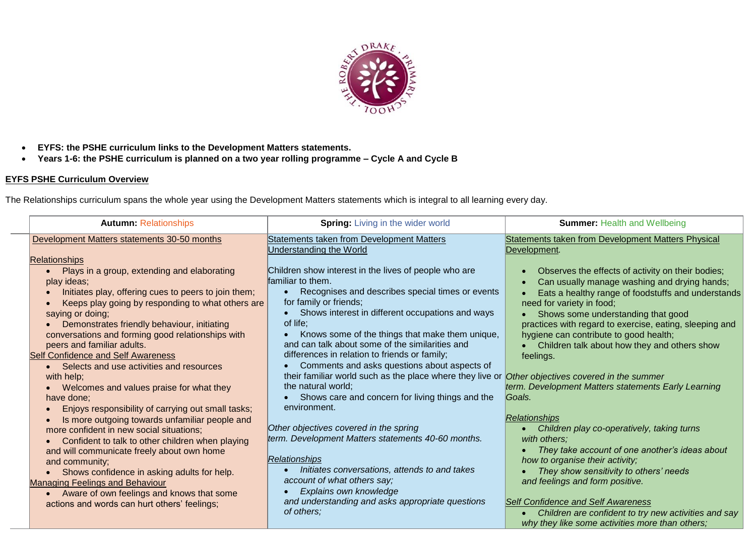- **EYFS: the PSHE curriculum links to the Development Matters statements.**
- **Years 1-6: the PSHE curriculum is planned on a two year rolling programme – Cycle A and Cycle B**

**EYFS PSHE Curriculum Overview**

The Relationships curriculum spans the whole year using the Development Matters statements which is integral to all learning every day.

| **Autumn:** Relationships | **Spring:** Living in the wider world | **Summer:** Health and Wellbeing |
|---|---|---|
| Development Matters statements 30-50 months<br><br>Relationships<br>• Plays in a group, extending and elaborating play ideas;<br>• Initiates play, offering cues to peers to join them;<br>• Keeps play going by responding to what others are saying or doing;<br>• Demonstrates friendly behaviour, initiating conversations and forming good relationships with peers and familiar adults.<br>Self Confidence and Self Awareness<br>• Selects and use activities and resources with help;<br>• Welcomes and values praise for what they have done;<br>• Enjoys responsibility of carrying out small tasks;<br>• Is more outgoing towards unfamiliar people and more confident in new social situations;<br>• Confident to talk to other children when playing and will communicate freely about own home and community;<br>• Shows confidence in asking adults for help.<br>Managing Feelings and Behaviour<br>• Aware of own feelings and knows that some actions and words can hurt others' feelings; | Statements taken from Development Matters Understanding the World<br><br>Children show interest in the lives of people who are familiar to them.<br>• Recognises and describes special times or events for family or friends;<br>• Shows interest in different occupations and ways of life;<br>• Knows some of the things that make them unique, and can talk about some of the similarities and differences in relation to friends or family;<br>• Comments and asks questions about aspects of their familiar world such as the place where they live or the natural world;<br>• Shows care and concern for living things and the environment.<br><br>*Other objectives covered in the spring term. Development Matters statements 40-60 months.*<br><br>*Relationships*<br>• *Initiates conversations, attends to and takes account of what others say;*<br>• *Explains own knowledge and understanding and asks appropriate questions of others;* | Statements taken from Development Matters Physical Development.<br><br>• Observes the effects of activity on their bodies;<br>• Can usually manage washing and drying hands;<br>• Eats a healthy range of foodstuffs and understands need for variety in food;<br>• Shows some understanding that good practices with regard to exercise, eating, sleeping and hygiene can contribute to good health;<br>• Children talk about how they and others show feelings.<br><br>*Other objectives covered in the summer term. Development Matters statements Early Learning Goals.*<br><br>*Relationships*<br>• *Children play co-operatively, taking turns with others;*<br>• *They take account of one another's ideas about how to organise their activity;*<br>• *They show sensitivity to others' needs and feelings and form positive.*<br><br>*Self Confidence and Self Awareness*<br>• *Children are confident to try new activities and say why they like some activities more than others;* |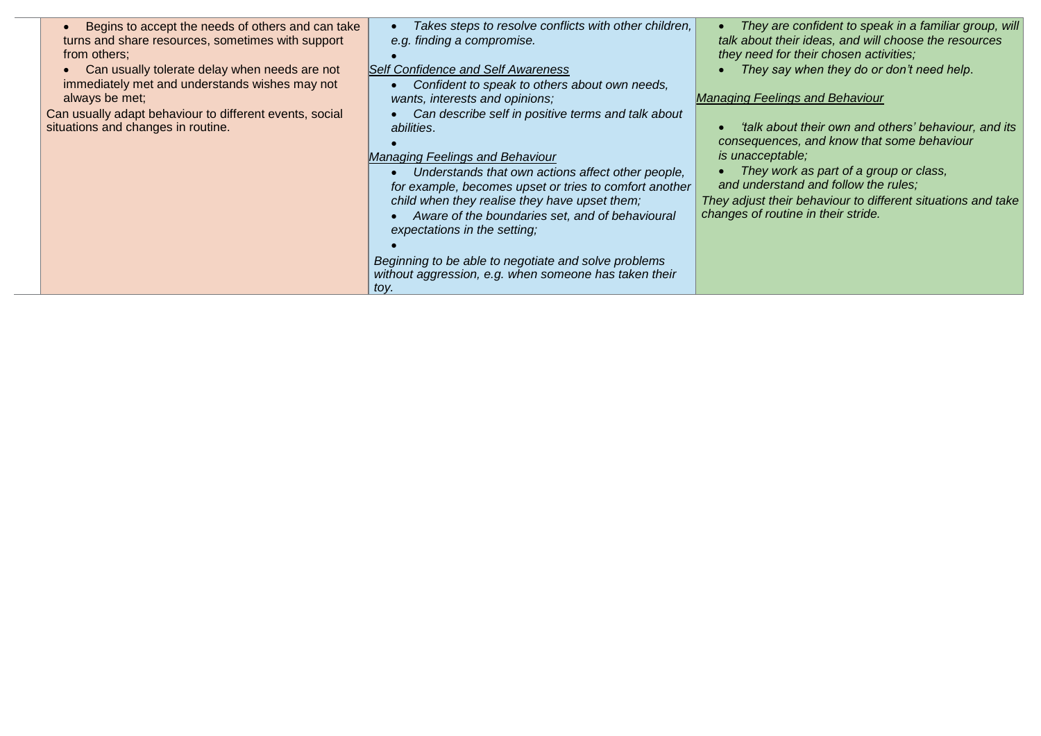| | | | |
|---|---|---|---|
| | • Begins to accept the needs of others and can take turns and share resources, sometimes with support from others;<br>• Can usually tolerate delay when needs are not immediately met and understands wishes may not always be met;<br>Can usually adapt behaviour to different events, social situations and changes in routine. | • *Takes steps to resolve conflicts with other children, e.g. finding a compromise.*<br>•<br><u>*Self Confidence and Self Awareness*</u><br>• *Confident to speak to others about own needs, wants, interests and opinions;*<br>• *Can describe self in positive terms and talk about abilities.*<br>•<br><u>*Managing Feelings and Behaviour*</u><br>• *Understands that own actions affect other people, for example, becomes upset or tries to comfort another child when they realise they have upset them;*<br>• *Aware of the boundaries set, and of behavioural expectations in the setting;*<br>•<br>*Beginning to be able to negotiate and solve problems without aggression, e.g. when someone has taken their toy.* | • *They are confident to speak in a familiar group, will talk about their ideas, and will choose the resources they need for their chosen activities;*<br>• *They say when they do or don't need help.*<br><br><u>*Managing Feelings and Behaviour*</u><br><br>• *'talk about their own and others' behaviour, and its consequences, and know that some behaviour is unacceptable;*<br>• *They work as part of a group or class, and understand and follow the rules;*<br>*They adjust their behaviour to different situations and take changes of routine in their stride.* |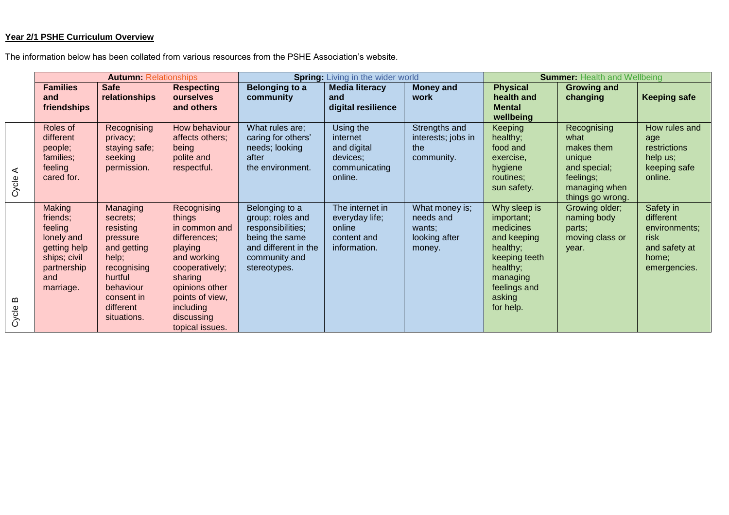**Year 2/1 PSHE Curriculum Overview**

The information below has been collated from various resources from the PSHE Association's website.

| | **Autumn:** Relationships | | | **Spring:** Living in the wider world | | | **Summer:** Health and Wellbeing | | |
|---|---|---|---|---|---|---|---|---|---|
| | **Families and friendships** | **Safe relationships** | **Respecting ourselves and others** | **Belonging to a community** | **Media literacy and digital resilience** | **Money and work** | **Physical health and Mental wellbeing** | **Growing and changing** | **Keeping safe** |
| Cycle A | Roles of different people; families; feeling cared for. | Recognising privacy; staying safe; seeking permission. | How behaviour affects others; being polite and respectful. | What rules are; caring for others' needs; looking after the environment. | Using the internet and digital devices; communicating online. | Strengths and interests; jobs in the community. | Keeping healthy; food and exercise, hygiene routines; sun safety. | Recognising what makes them unique and special; feelings; managing when things go wrong. | How rules and age restrictions help us; keeping safe online. |
| Cycle B | Making friends; feeling lonely and getting help ships; civil partnership and marriage. | Managing secrets; resisting pressure and getting help; recognising hurtful behaviour consent in different situations. | Recognising things in common and differences; playing and working cooperatively; sharing opinions other points of view, including discussing topical issues. | Belonging to a group; roles and responsibilities; being the same and different in the community and stereotypes. | The internet in everyday life; online content and information. | What money is; needs and wants; looking after money. | Why sleep is important; medicines and keeping healthy; keeping teeth healthy; managing feelings and asking for help. | Growing older; naming body parts; moving class or year. | Safety in different environments; risk and safety at home; emergencies. |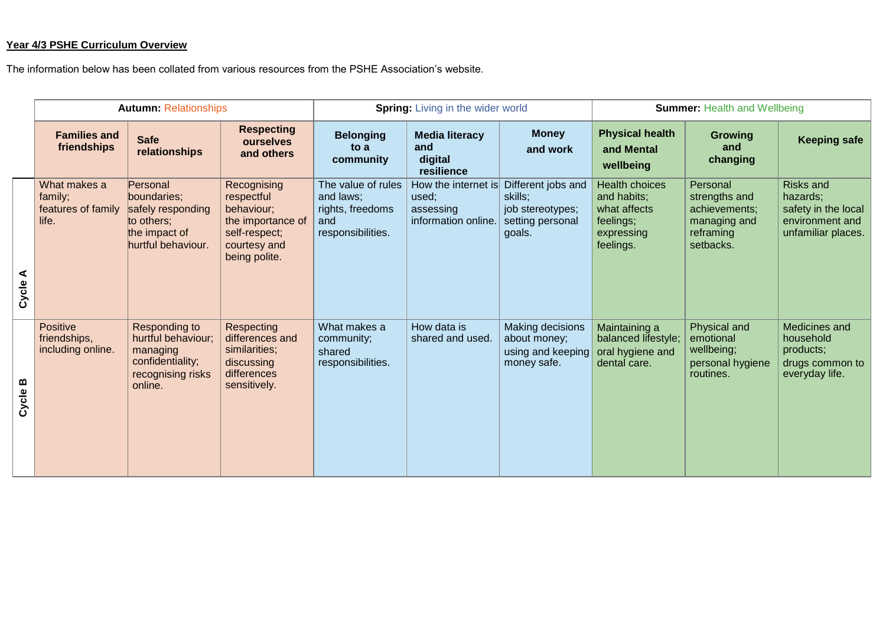**Year 4/3 PSHE Curriculum Overview**

The information below has been collated from various resources from the PSHE Association's website.

| | **Autumn:** Relationships | | | **Spring:** Living in the wider world | | | **Summer:** Health and Wellbeing | | |
|---|---|---|---|---|---|---|---|---|---|
| | **Families and friendships** | **Safe relationships** | **Respecting ourselves and others** | **Belonging to a community** | **Media literacy and digital resilience** | **Money and work** | **Physical health and Mental wellbeing** | **Growing and changing** | **Keeping safe** |
| **Cycle A** | What makes a family; features of family life. | Personal boundaries; safely responding to others; the impact of hurtful behaviour. | Recognising respectful behaviour; the importance of self-respect; courtesy and being polite. | The value of rules and laws; rights, freedoms and responsibilities. | How the internet is used; assessing information online. | Different jobs and skills; job stereotypes; setting personal goals. | Health choices and habits; what affects feelings; expressing feelings. | Personal strengths and achievements; managing and reframing setbacks. | Risks and hazards; safety in the local environment and unfamiliar places. |
| **Cycle B** | Positive friendships, including online. | Responding to hurtful behaviour; managing confidentiality; recognising risks online. | Respecting differences and similarities; discussing differences sensitively. | What makes a community; shared responsibilities. | How data is shared and used. | Making decisions about money; using and keeping money safe. | Maintaining a balanced lifestyle; oral hygiene and dental care. | Physical and emotional wellbeing; personal hygiene routines. | Medicines and household products; drugs common to everyday life. |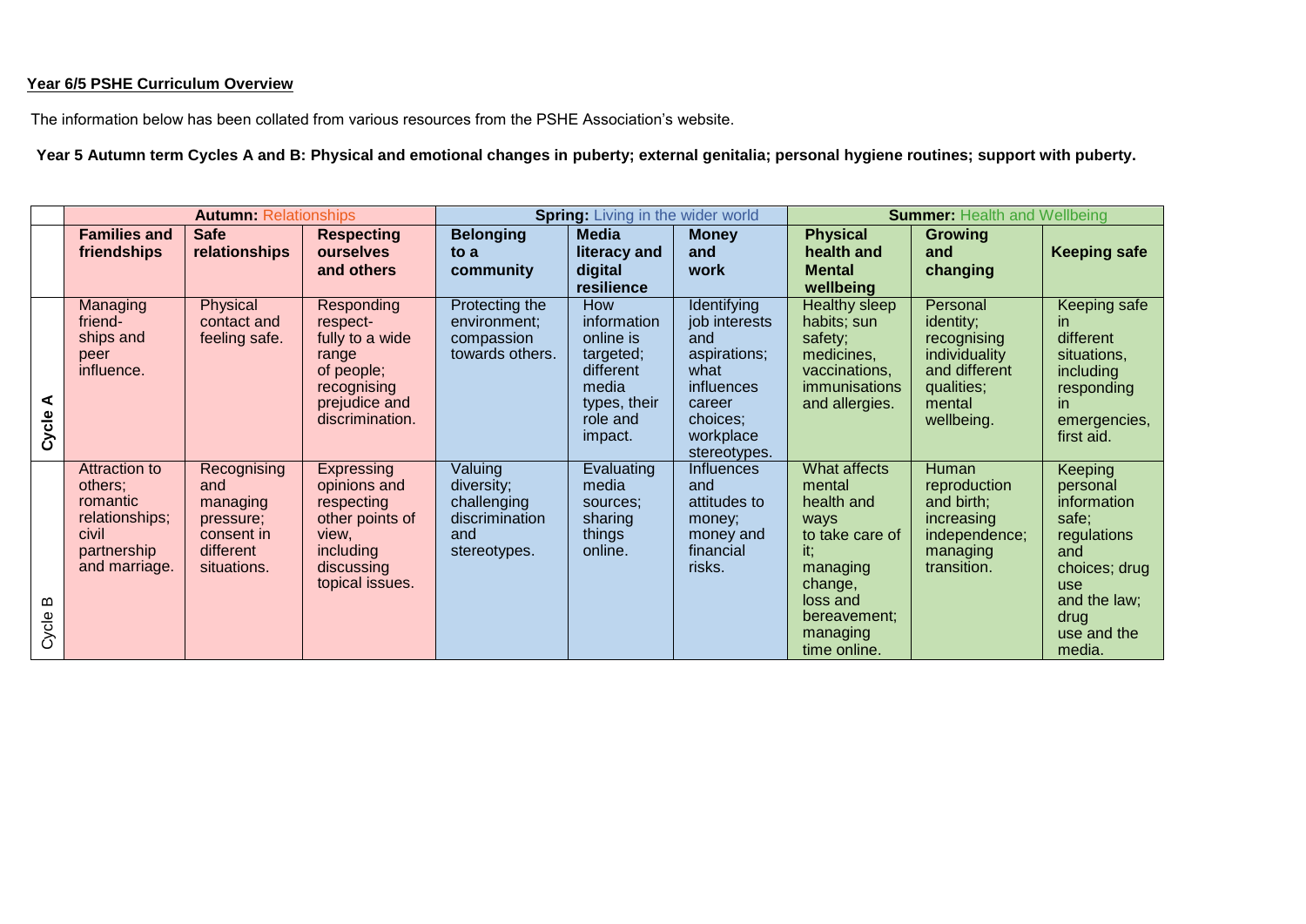**Year 6/5 PSHE Curriculum Overview**

The information below has been collated from various resources from the PSHE Association's website.

**Year 5 Autumn term Cycles A and B: Physical and emotional changes in puberty; external genitalia; personal hygiene routines; support with puberty.**

| | **Autumn:** Relationships | | | **Spring:** Living in the wider world | | | **Summer:** Health and Wellbeing | | |
|---|---|---|---|---|---|---|---|---|---|
| | **Families and friendships** | **Safe relationships** | **Respecting ourselves and others** | **Belonging to a community** | **Media literacy and digital resilience** | **Money and work** | **Physical health and Mental wellbeing** | **Growing and changing** | **Keeping safe** |
| **Cycle A** | Managing friend-ships and peer influence. | Physical contact and feeling safe. | Responding respect-fully to a wide range of people; recognising prejudice and discrimination. | Protecting the environment; compassion towards others. | How information online is targeted; different media types, their role and impact. | Identifying job interests and aspirations; what influences career choices; workplace stereotypes. | Healthy sleep habits; sun safety; medicines, vaccinations, immunisations and allergies. | Personal identity; recognising individuality and different qualities; mental wellbeing. | Keeping safe in different situations, including responding in emergencies, first aid. |
| Cycle B | Attraction to others; romantic relationships; civil partnership and marriage. | Recognising and managing pressure; consent in different situations. | Expressing opinions and respecting other points of view, including discussing topical issues. | Valuing diversity; challenging discrimination and stereotypes. | Evaluating media sources; sharing things online. | Influences and attitudes to money; money and financial risks. | What affects mental health and ways to take care of it; managing change, loss and bereavement; managing time online. | Human reproduction and birth; increasing independence; managing transition. | Keeping personal information safe; regulations and choices; drug use and the law; drug use and the media. |